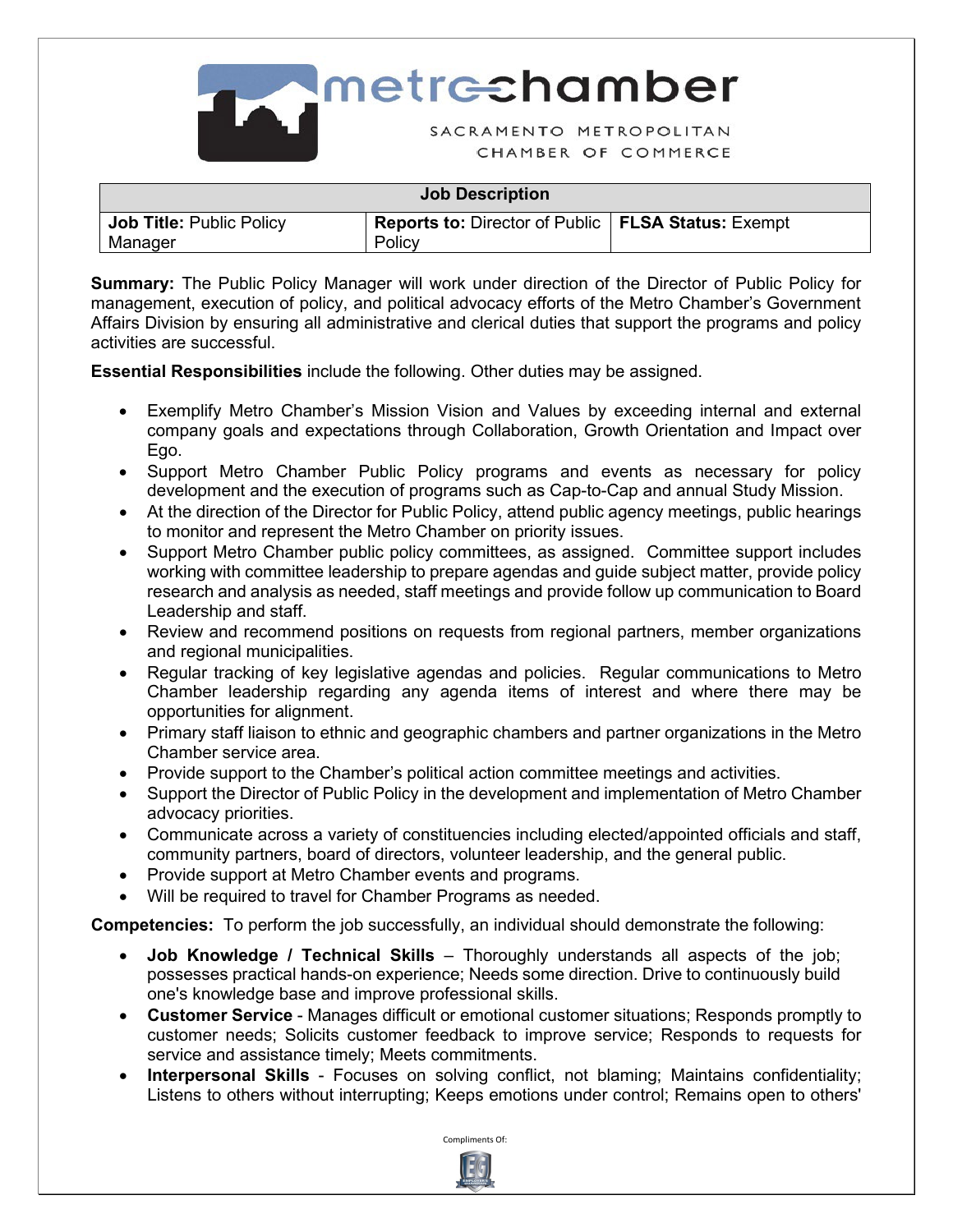metrochamber

SACRAMENTO METROPOLITAN CHAMBER OF COMMERCE

| Job Description | | |
|---|---|---|
| **Job Title:** Public Policy Manager | **Reports to:** Director of Public Policy | **FLSA Status:** Exempt |

**Summary:** The Public Policy Manager will work under direction of the Director of Public Policy for management, execution of policy, and political advocacy efforts of the Metro Chamber's Government Affairs Division by ensuring all administrative and clerical duties that support the programs and policy activities are successful.

**Essential Responsibilities** include the following. Other duties may be assigned.

- Exemplify Metro Chamber's Mission Vision and Values by exceeding internal and external company goals and expectations through Collaboration, Growth Orientation and Impact over Ego.
- Support Metro Chamber Public Policy programs and events as necessary for policy development and the execution of programs such as Cap-to-Cap and annual Study Mission.
- At the direction of the Director for Public Policy, attend public agency meetings, public hearings to monitor and represent the Metro Chamber on priority issues.
- Support Metro Chamber public policy committees, as assigned. Committee support includes working with committee leadership to prepare agendas and guide subject matter, provide policy research and analysis as needed, staff meetings and provide follow up communication to Board Leadership and staff.
- Review and recommend positions on requests from regional partners, member organizations and regional municipalities.
- Regular tracking of key legislative agendas and policies. Regular communications to Metro Chamber leadership regarding any agenda items of interest and where there may be opportunities for alignment.
- Primary staff liaison to ethnic and geographic chambers and partner organizations in the Metro Chamber service area.
- Provide support to the Chamber's political action committee meetings and activities.
- Support the Director of Public Policy in the development and implementation of Metro Chamber advocacy priorities.
- Communicate across a variety of constituencies including elected/appointed officials and staff, community partners, board of directors, volunteer leadership, and the general public.
- Provide support at Metro Chamber events and programs.
- Will be required to travel for Chamber Programs as needed.

**Competencies:** To perform the job successfully, an individual should demonstrate the following:

- **Job Knowledge / Technical Skills** – Thoroughly understands all aspects of the job; possesses practical hands-on experience; Needs some direction. Drive to continuously build one's knowledge base and improve professional skills.
- **Customer Service** - Manages difficult or emotional customer situations; Responds promptly to customer needs; Solicits customer feedback to improve service; Responds to requests for service and assistance timely; Meets commitments.
- **Interpersonal Skills** - Focuses on solving conflict, not blaming; Maintains confidentiality; Listens to others without interrupting; Keeps emotions under control; Remains open to others'

Compliments Of: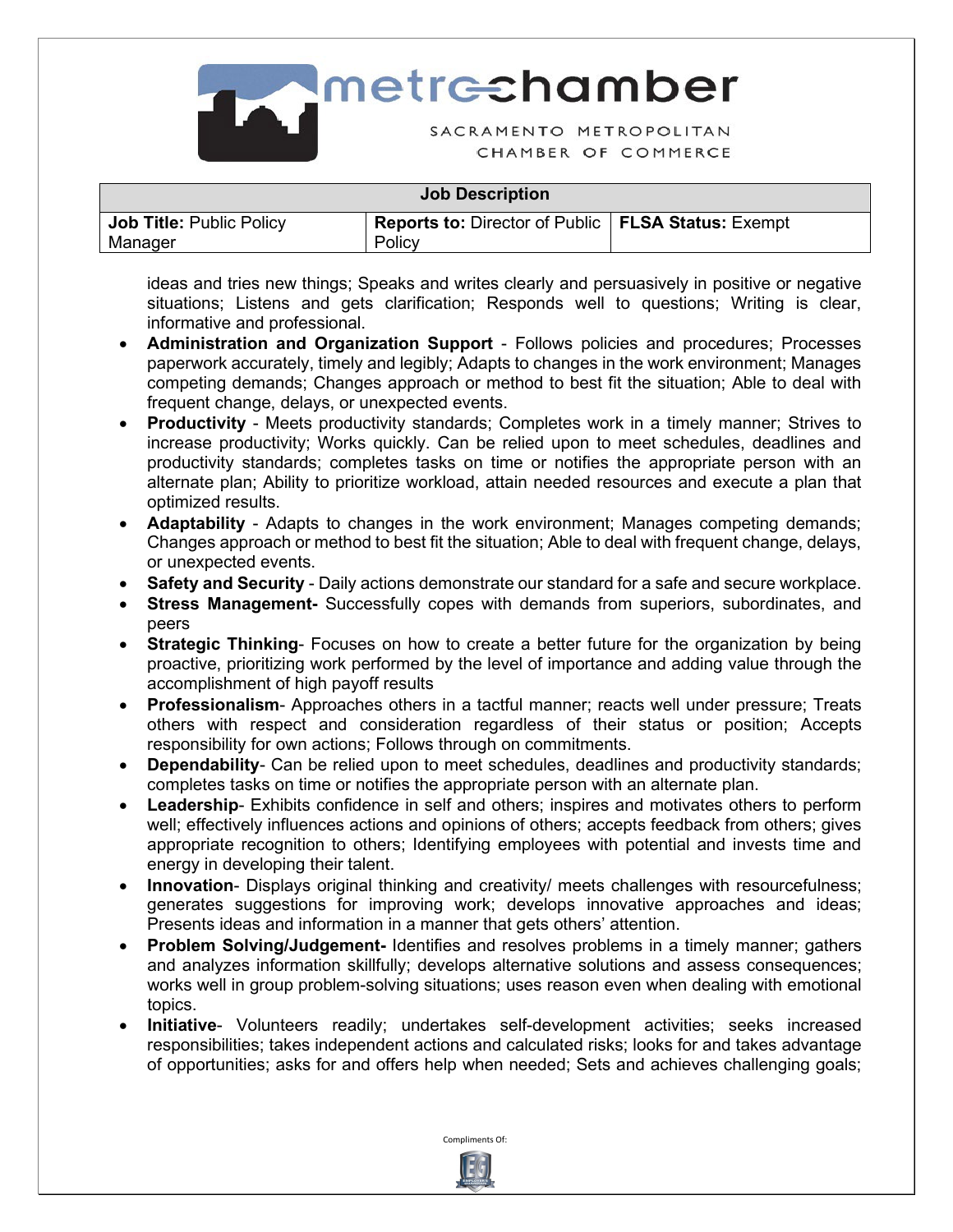| Job Description | | |
|---|---|---|
| **Job Title:** Public Policy Manager | **Reports to:** Director of Public Policy | **FLSA Status:** Exempt |

ideas and tries new things; Speaks and writes clearly and persuasively in positive or negative situations; Listens and gets clarification; Responds well to questions; Writing is clear, informative and professional.

- **Administration and Organization Support** - Follows policies and procedures; Processes paperwork accurately, timely and legibly; Adapts to changes in the work environment; Manages competing demands; Changes approach or method to best fit the situation; Able to deal with frequent change, delays, or unexpected events.
- **Productivity** - Meets productivity standards; Completes work in a timely manner; Strives to increase productivity; Works quickly. Can be relied upon to meet schedules, deadlines and productivity standards; completes tasks on time or notifies the appropriate person with an alternate plan; Ability to prioritize workload, attain needed resources and execute a plan that optimized results.
- **Adaptability** - Adapts to changes in the work environment; Manages competing demands; Changes approach or method to best fit the situation; Able to deal with frequent change, delays, or unexpected events.
- **Safety and Security** - Daily actions demonstrate our standard for a safe and secure workplace.
- **Stress Management-** Successfully copes with demands from superiors, subordinates, and peers
- **Strategic Thinking**- Focuses on how to create a better future for the organization by being proactive, prioritizing work performed by the level of importance and adding value through the accomplishment of high payoff results
- **Professionalism**- Approaches others in a tactful manner; reacts well under pressure; Treats others with respect and consideration regardless of their status or position; Accepts responsibility for own actions; Follows through on commitments.
- **Dependability**- Can be relied upon to meet schedules, deadlines and productivity standards; completes tasks on time or notifies the appropriate person with an alternate plan.
- **Leadership**- Exhibits confidence in self and others; inspires and motivates others to perform well; effectively influences actions and opinions of others; accepts feedback from others; gives appropriate recognition to others; Identifying employees with potential and invests time and energy in developing their talent.
- **Innovation**- Displays original thinking and creativity/ meets challenges with resourcefulness; generates suggestions for improving work; develops innovative approaches and ideas; Presents ideas and information in a manner that gets others' attention.
- **Problem Solving/Judgement-** Identifies and resolves problems in a timely manner; gathers and analyzes information skillfully; develops alternative solutions and assess consequences; works well in group problem-solving situations; uses reason even when dealing with emotional topics.
- **Initiative**- Volunteers readily; undertakes self-development activities; seeks increased responsibilities; takes independent actions and calculated risks; looks for and takes advantage of opportunities; asks for and offers help when needed; Sets and achieves challenging goals;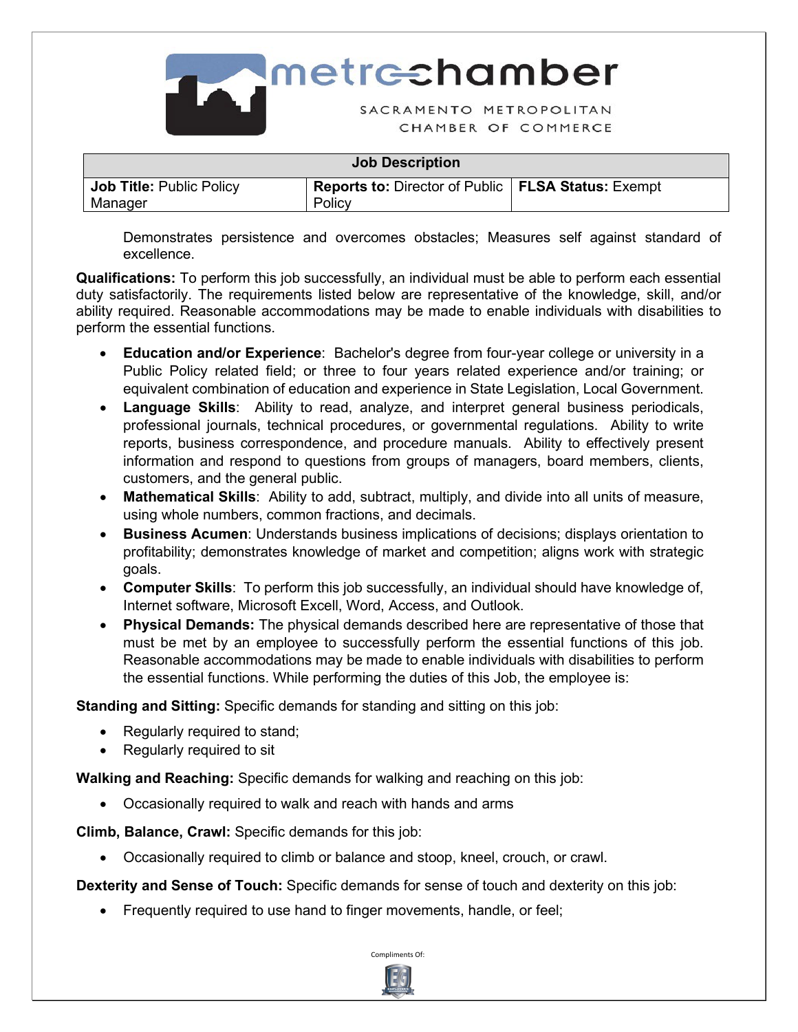| Job Description | | |
|---|---|---|
| **Job Title:** Public Policy Manager | **Reports to:** Director of Public Policy | **FLSA Status:** Exempt |

Demonstrates persistence and overcomes obstacles; Measures self against standard of excellence.

**Qualifications:** To perform this job successfully, an individual must be able to perform each essential duty satisfactorily. The requirements listed below are representative of the knowledge, skill, and/or ability required. Reasonable accommodations may be made to enable individuals with disabilities to perform the essential functions.

- **Education and/or Experience**: Bachelor's degree from four-year college or university in a Public Policy related field; or three to four years related experience and/or training; or equivalent combination of education and experience in State Legislation, Local Government.
- **Language Skills**: Ability to read, analyze, and interpret general business periodicals, professional journals, technical procedures, or governmental regulations. Ability to write reports, business correspondence, and procedure manuals. Ability to effectively present information and respond to questions from groups of managers, board members, clients, customers, and the general public.
- **Mathematical Skills**: Ability to add, subtract, multiply, and divide into all units of measure, using whole numbers, common fractions, and decimals.
- **Business Acumen**: Understands business implications of decisions; displays orientation to profitability; demonstrates knowledge of market and competition; aligns work with strategic goals.
- **Computer Skills**: To perform this job successfully, an individual should have knowledge of, Internet software, Microsoft Excell, Word, Access, and Outlook.
- **Physical Demands:** The physical demands described here are representative of those that must be met by an employee to successfully perform the essential functions of this job. Reasonable accommodations may be made to enable individuals with disabilities to perform the essential functions. While performing the duties of this Job, the employee is:

**Standing and Sitting:** Specific demands for standing and sitting on this job:

- Regularly required to stand;
- Regularly required to sit

**Walking and Reaching:** Specific demands for walking and reaching on this job:

- Occasionally required to walk and reach with hands and arms

**Climb, Balance, Crawl:** Specific demands for this job:

- Occasionally required to climb or balance and stoop, kneel, crouch, or crawl.

**Dexterity and Sense of Touch:** Specific demands for sense of touch and dexterity on this job:

- Frequently required to use hand to finger movements, handle, or feel;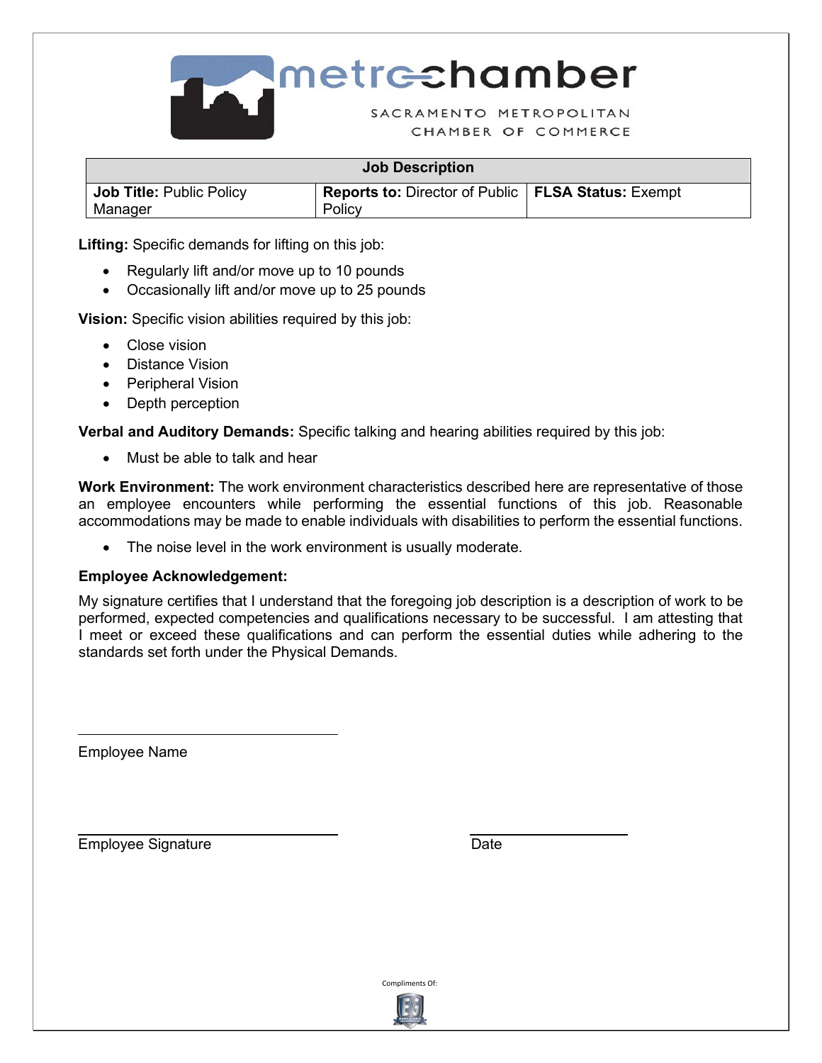metrochamber

SACRAMENTO METROPOLITAN CHAMBER OF COMMERCE

| Job Description | | |
|---|---|---|
| **Job Title:** Public Policy Manager | **Reports to:** Director of Public Policy | **FLSA Status:** Exempt |

**Lifting:** Specific demands for lifting on this job:

- Regularly lift and/or move up to 10 pounds
- Occasionally lift and/or move up to 25 pounds

**Vision:** Specific vision abilities required by this job:

- Close vision
- Distance Vision
- Peripheral Vision
- Depth perception

**Verbal and Auditory Demands:** Specific talking and hearing abilities required by this job:

- Must be able to talk and hear

**Work Environment:** The work environment characteristics described here are representative of those an employee encounters while performing the essential functions of this job. Reasonable accommodations may be made to enable individuals with disabilities to perform the essential functions.

- The noise level in the work environment is usually moderate.

**Employee Acknowledgement:**

My signature certifies that I understand that the foregoing job description is a description of work to be performed, expected competencies and qualifications necessary to be successful. I am attesting that I meet or exceed these qualifications and can perform the essential duties while adhering to the standards set forth under the Physical Demands.

\_\_\_\_\_\_\_\_\_\_\_\_\_\_\_\_\_\_\_\_\_\_\_\_\_\_\_\_\_\_

Employee Name

\_\_\_\_\_\_\_\_\_\_\_\_\_\_\_\_\_\_\_\_\_\_\_\_\_\_\_\_\_\_ \_\_\_\_\_\_\_\_\_\_\_\_\_\_\_\_\_\_

Employee Signature Date

Compliments Of: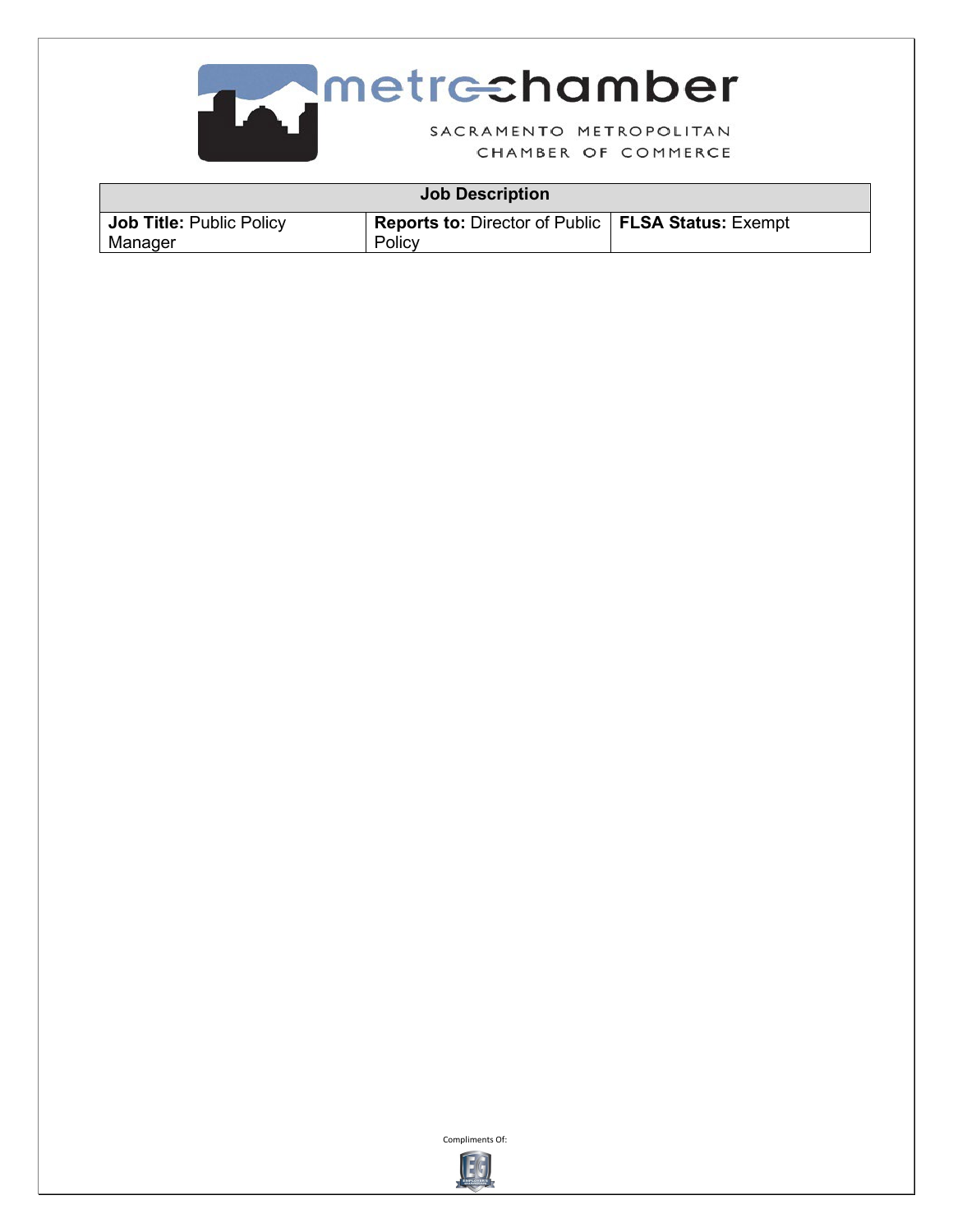metrochamber

SACRAMENTO METROPOLITAN CHAMBER OF COMMERCE

| Job Description | | |
|---|---|---|
| **Job Title:** Public Policy Manager | **Reports to:** Director of Public Policy | **FLSA Status:** Exempt |

Compliments Of: